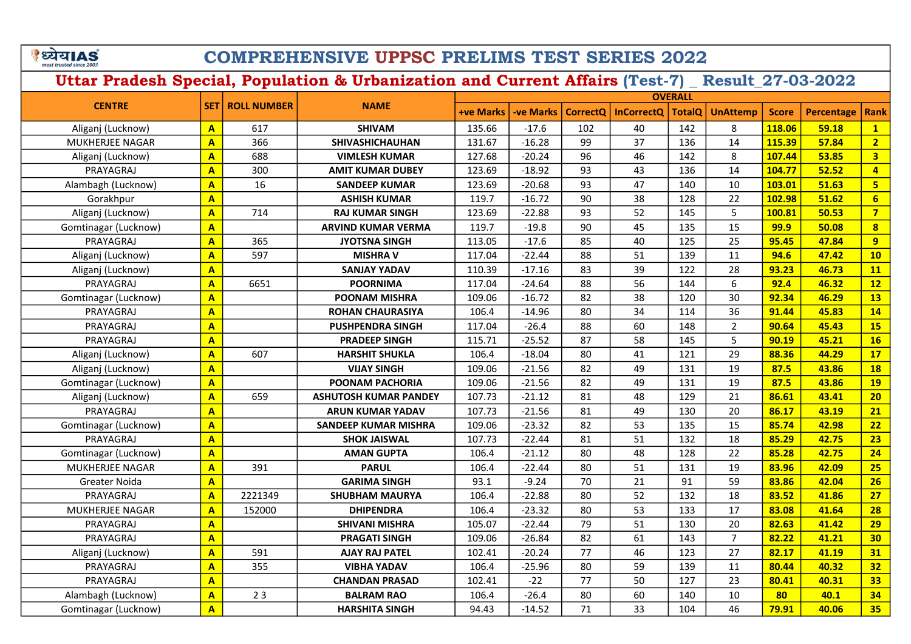# COMPREHENSIVE UPPSC PRELIMS TEST SERIES 2022

## Uttar Pradesh Special, Population & Urbanization and Current Affairs (Test-7) _ Result_27-03-2022

| CENTRE | SET | ROLL NUMBER | NAME | OVERALL | | | | | | | | |
|---|---|---|---|---|---|---|---|---|---|---|---|---|
| | | | | +ve Marks | -ve Marks | CorrectQ | InCorrectQ | TotalQ | UnAttemp | Score | Percentage | Rank |
| Aliganj (Lucknow) | A | 617 | SHIVAM | 135.66 | -17.6 | 102 | 40 | 142 | 8 | 118.06 | 59.18 | 1 |
| MUKHERJEE NAGAR | A | 366 | SHIVASHICHAUHAN | 131.67 | -16.28 | 99 | 37 | 136 | 14 | 115.39 | 57.84 | 2 |
| Aliganj (Lucknow) | A | 688 | VIMLESH KUMAR | 127.68 | -20.24 | 96 | 46 | 142 | 8 | 107.44 | 53.85 | 3 |
| PRAYAGRAJ | A | 300 | AMIT KUMAR DUBEY | 123.69 | -18.92 | 93 | 43 | 136 | 14 | 104.77 | 52.52 | 4 |
| Alambagh (Lucknow) | A | 16 | SANDEEP KUMAR | 123.69 | -20.68 | 93 | 47 | 140 | 10 | 103.01 | 51.63 | 5 |
| Gorakhpur | A | | ASHISH KUMAR | 119.7 | -16.72 | 90 | 38 | 128 | 22 | 102.98 | 51.62 | 6 |
| Aliganj (Lucknow) | A | 714 | RAJ KUMAR SINGH | 123.69 | -22.88 | 93 | 52 | 145 | 5 | 100.81 | 50.53 | 7 |
| Gomtinagar (Lucknow) | A | | ARVIND KUMAR VERMA | 119.7 | -19.8 | 90 | 45 | 135 | 15 | 99.9 | 50.08 | 8 |
| PRAYAGRAJ | A | 365 | JYOTSNA SINGH | 113.05 | -17.6 | 85 | 40 | 125 | 25 | 95.45 | 47.84 | 9 |
| Aliganj (Lucknow) | A | 597 | MISHRA V | 117.04 | -22.44 | 88 | 51 | 139 | 11 | 94.6 | 47.42 | 10 |
| Aliganj (Lucknow) | A | | SANJAY YADAV | 110.39 | -17.16 | 83 | 39 | 122 | 28 | 93.23 | 46.73 | 11 |
| PRAYAGRAJ | A | 6651 | POORNIMA | 117.04 | -24.64 | 88 | 56 | 144 | 6 | 92.4 | 46.32 | 12 |
| Gomtinagar (Lucknow) | A | | POONAM MISHRA | 109.06 | -16.72 | 82 | 38 | 120 | 30 | 92.34 | 46.29 | 13 |
| PRAYAGRAJ | A | | ROHAN CHAURASIYA | 106.4 | -14.96 | 80 | 34 | 114 | 36 | 91.44 | 45.83 | 14 |
| PRAYAGRAJ | A | | PUSHPENDRA SINGH | 117.04 | -26.4 | 88 | 60 | 148 | 2 | 90.64 | 45.43 | 15 |
| PRAYAGRAJ | A | | PRADEEP SINGH | 115.71 | -25.52 | 87 | 58 | 145 | 5 | 90.19 | 45.21 | 16 |
| Aliganj (Lucknow) | A | 607 | HARSHIT SHUKLA | 106.4 | -18.04 | 80 | 41 | 121 | 29 | 88.36 | 44.29 | 17 |
| Aliganj (Lucknow) | A | | VIJAY SINGH | 109.06 | -21.56 | 82 | 49 | 131 | 19 | 87.5 | 43.86 | 18 |
| Gomtinagar (Lucknow) | A | | POONAM PACHORIA | 109.06 | -21.56 | 82 | 49 | 131 | 19 | 87.5 | 43.86 | 19 |
| Aliganj (Lucknow) | A | 659 | ASHUTOSH KUMAR PANDEY | 107.73 | -21.12 | 81 | 48 | 129 | 21 | 86.61 | 43.41 | 20 |
| PRAYAGRAJ | A | | ARUN KUMAR YADAV | 107.73 | -21.56 | 81 | 49 | 130 | 20 | 86.17 | 43.19 | 21 |
| Gomtinagar (Lucknow) | A | | SANDEEP KUMAR MISHRA | 109.06 | -23.32 | 82 | 53 | 135 | 15 | 85.74 | 42.98 | 22 |
| PRAYAGRAJ | A | | SHOK JAISWAL | 107.73 | -22.44 | 81 | 51 | 132 | 18 | 85.29 | 42.75 | 23 |
| Gomtinagar (Lucknow) | A | | AMAN GUPTA | 106.4 | -21.12 | 80 | 48 | 128 | 22 | 85.28 | 42.75 | 24 |
| MUKHERJEE NAGAR | A | 391 | PARUL | 106.4 | -22.44 | 80 | 51 | 131 | 19 | 83.96 | 42.09 | 25 |
| Greater Noida | A | | GARIMA SINGH | 93.1 | -9.24 | 70 | 21 | 91 | 59 | 83.86 | 42.04 | 26 |
| PRAYAGRAJ | A | 2221349 | SHUBHAM MAURYA | 106.4 | -22.88 | 80 | 52 | 132 | 18 | 83.52 | 41.86 | 27 |
| MUKHERJEE NAGAR | A | 152000 | DHIPENDRA | 106.4 | -23.32 | 80 | 53 | 133 | 17 | 83.08 | 41.64 | 28 |
| PRAYAGRAJ | A | | SHIVANI MISHRA | 105.07 | -22.44 | 79 | 51 | 130 | 20 | 82.63 | 41.42 | 29 |
| PRAYAGRAJ | A | | PRAGATI SINGH | 109.06 | -26.84 | 82 | 61 | 143 | 7 | 82.22 | 41.21 | 30 |
| Aliganj (Lucknow) | A | 591 | AJAY RAJ PATEL | 102.41 | -20.24 | 77 | 46 | 123 | 27 | 82.17 | 41.19 | 31 |
| PRAYAGRAJ | A | 355 | VIBHA YADAV | 106.4 | -25.96 | 80 | 59 | 139 | 11 | 80.44 | 40.32 | 32 |
| PRAYAGRAJ | A | | CHANDAN PRASAD | 102.41 | -22 | 77 | 50 | 127 | 23 | 80.41 | 40.31 | 33 |
| Alambagh (Lucknow) | A | 2 3 | BALRAM RAO | 106.4 | -26.4 | 80 | 60 | 140 | 10 | 80 | 40.1 | 34 |
| Gomtinagar (Lucknow) | A | | HARSHITA SINGH | 94.43 | -14.52 | 71 | 33 | 104 | 46 | 79.91 | 40.06 | 35 |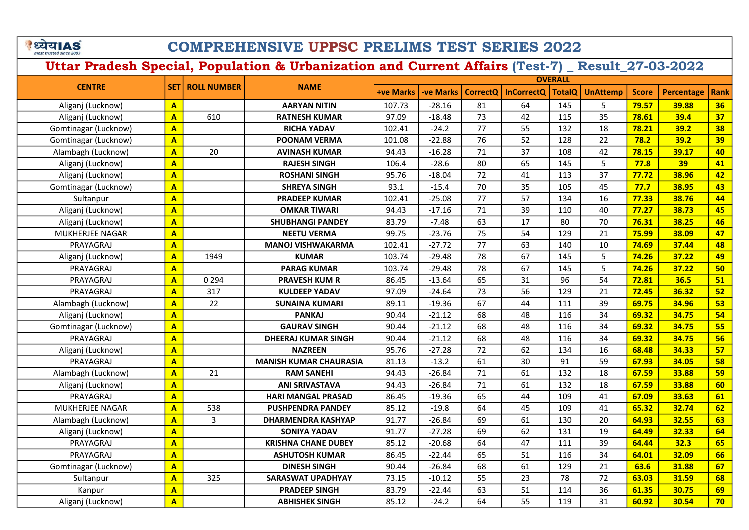# COMPREHENSIVE UPPSC PRELIMS TEST SERIES 2022

## Uttar Pradesh Special, Population & Urbanization and Current Affairs (Test-7) _ Result_27-03-2022

| CENTRE | SET | ROLL NUMBER | NAME | OVERALL | | | | | | | | |
|---|---|---|---|---|---|---|---|---|---|---|---|---|
| | | | | +ve Marks | -ve Marks | CorrectQ | InCorrectQ | TotalQ | UnAttemp | Score | Percentage | Rank |
| Aliganj (Lucknow) | A | | AARYAN NITIN | 107.73 | -28.16 | 81 | 64 | 145 | 5 | 79.57 | 39.88 | 36 |
| Aliganj (Lucknow) | A | 610 | RATNESH KUMAR | 97.09 | -18.48 | 73 | 42 | 115 | 35 | 78.61 | 39.4 | 37 |
| Gomtinagar (Lucknow) | A | | RICHA YADAV | 102.41 | -24.2 | 77 | 55 | 132 | 18 | 78.21 | 39.2 | 38 |
| Gomtinagar (Lucknow) | A | | POONAM VERMA | 101.08 | -22.88 | 76 | 52 | 128 | 22 | 78.2 | 39.2 | 39 |
| Alambagh (Lucknow) | A | 20 | AVINASH KUMAR | 94.43 | -16.28 | 71 | 37 | 108 | 42 | 78.15 | 39.17 | 40 |
| Aliganj (Lucknow) | A | | RAJESH SINGH | 106.4 | -28.6 | 80 | 65 | 145 | 5 | 77.8 | 39 | 41 |
| Aliganj (Lucknow) | A | | ROSHANI SINGH | 95.76 | -18.04 | 72 | 41 | 113 | 37 | 77.72 | 38.96 | 42 |
| Gomtinagar (Lucknow) | A | | SHREYA SINGH | 93.1 | -15.4 | 70 | 35 | 105 | 45 | 77.7 | 38.95 | 43 |
| Sultanpur | A | | PRADEEP KUMAR | 102.41 | -25.08 | 77 | 57 | 134 | 16 | 77.33 | 38.76 | 44 |
| Aliganj (Lucknow) | A | | OMKAR TIWARI | 94.43 | -17.16 | 71 | 39 | 110 | 40 | 77.27 | 38.73 | 45 |
| Aliganj (Lucknow) | A | | SHUBHANGI PANDEY | 83.79 | -7.48 | 63 | 17 | 80 | 70 | 76.31 | 38.25 | 46 |
| MUKHERJEE NAGAR | A | | NEETU VERMA | 99.75 | -23.76 | 75 | 54 | 129 | 21 | 75.99 | 38.09 | 47 |
| PRAYAGRAJ | A | | MANOJ VISHWAKARMA | 102.41 | -27.72 | 77 | 63 | 140 | 10 | 74.69 | 37.44 | 48 |
| Aliganj (Lucknow) | A | 1949 | KUMAR | 103.74 | -29.48 | 78 | 67 | 145 | 5 | 74.26 | 37.22 | 49 |
| PRAYAGRAJ | A | | PARAG KUMAR | 103.74 | -29.48 | 78 | 67 | 145 | 5 | 74.26 | 37.22 | 50 |
| PRAYAGRAJ | A | 0 294 | PRAVESH KUM R | 86.45 | -13.64 | 65 | 31 | 96 | 54 | 72.81 | 36.5 | 51 |
| PRAYAGRAJ | A | 317 | KULDEEP YADAV | 97.09 | -24.64 | 73 | 56 | 129 | 21 | 72.45 | 36.32 | 52 |
| Alambagh (Lucknow) | A | 22 | SUNAINA KUMARI | 89.11 | -19.36 | 67 | 44 | 111 | 39 | 69.75 | 34.96 | 53 |
| Aliganj (Lucknow) | A | | PANKAJ | 90.44 | -21.12 | 68 | 48 | 116 | 34 | 69.32 | 34.75 | 54 |
| Gomtinagar (Lucknow) | A | | GAURAV SINGH | 90.44 | -21.12 | 68 | 48 | 116 | 34 | 69.32 | 34.75 | 55 |
| PRAYAGRAJ | A | | DHEERAJ KUMAR SINGH | 90.44 | -21.12 | 68 | 48 | 116 | 34 | 69.32 | 34.75 | 56 |
| Aliganj (Lucknow) | A | | NAZREEN | 95.76 | -27.28 | 72 | 62 | 134 | 16 | 68.48 | 34.33 | 57 |
| PRAYAGRAJ | A | | MANISH KUMAR CHAURASIA | 81.13 | -13.2 | 61 | 30 | 91 | 59 | 67.93 | 34.05 | 58 |
| Alambagh (Lucknow) | A | 21 | RAM SANEHI | 94.43 | -26.84 | 71 | 61 | 132 | 18 | 67.59 | 33.88 | 59 |
| Aliganj (Lucknow) | A | | ANI SRIVASTAVA | 94.43 | -26.84 | 71 | 61 | 132 | 18 | 67.59 | 33.88 | 60 |
| PRAYAGRAJ | A | | HARI MANGAL PRASAD | 86.45 | -19.36 | 65 | 44 | 109 | 41 | 67.09 | 33.63 | 61 |
| MUKHERJEE NAGAR | A | 538 | PUSHPENDRA PANDEY | 85.12 | -19.8 | 64 | 45 | 109 | 41 | 65.32 | 32.74 | 62 |
| Alambagh (Lucknow) | A | 3 | DHARMENDRA KASHYAP | 91.77 | -26.84 | 69 | 61 | 130 | 20 | 64.93 | 32.55 | 63 |
| Aliganj (Lucknow) | A | | SONIYA YADAV | 91.77 | -27.28 | 69 | 62 | 131 | 19 | 64.49 | 32.33 | 64 |
| PRAYAGRAJ | A | | KRISHNA CHANE DUBEY | 85.12 | -20.68 | 64 | 47 | 111 | 39 | 64.44 | 32.3 | 65 |
| PRAYAGRAJ | A | | ASHUTOSH KUMAR | 86.45 | -22.44 | 65 | 51 | 116 | 34 | 64.01 | 32.09 | 66 |
| Gomtinagar (Lucknow) | A | | DINESH SINGH | 90.44 | -26.84 | 68 | 61 | 129 | 21 | 63.6 | 31.88 | 67 |
| Sultanpur | A | 325 | SARASWAT UPADHYAY | 73.15 | -10.12 | 55 | 23 | 78 | 72 | 63.03 | 31.59 | 68 |
| Kanpur | A | | PRADEEP SINGH | 83.79 | -22.44 | 63 | 51 | 114 | 36 | 61.35 | 30.75 | 69 |
| Aliganj (Lucknow) | A | | ABHISHEK SINGH | 85.12 | -24.2 | 64 | 55 | 119 | 31 | 60.92 | 30.54 | 70 |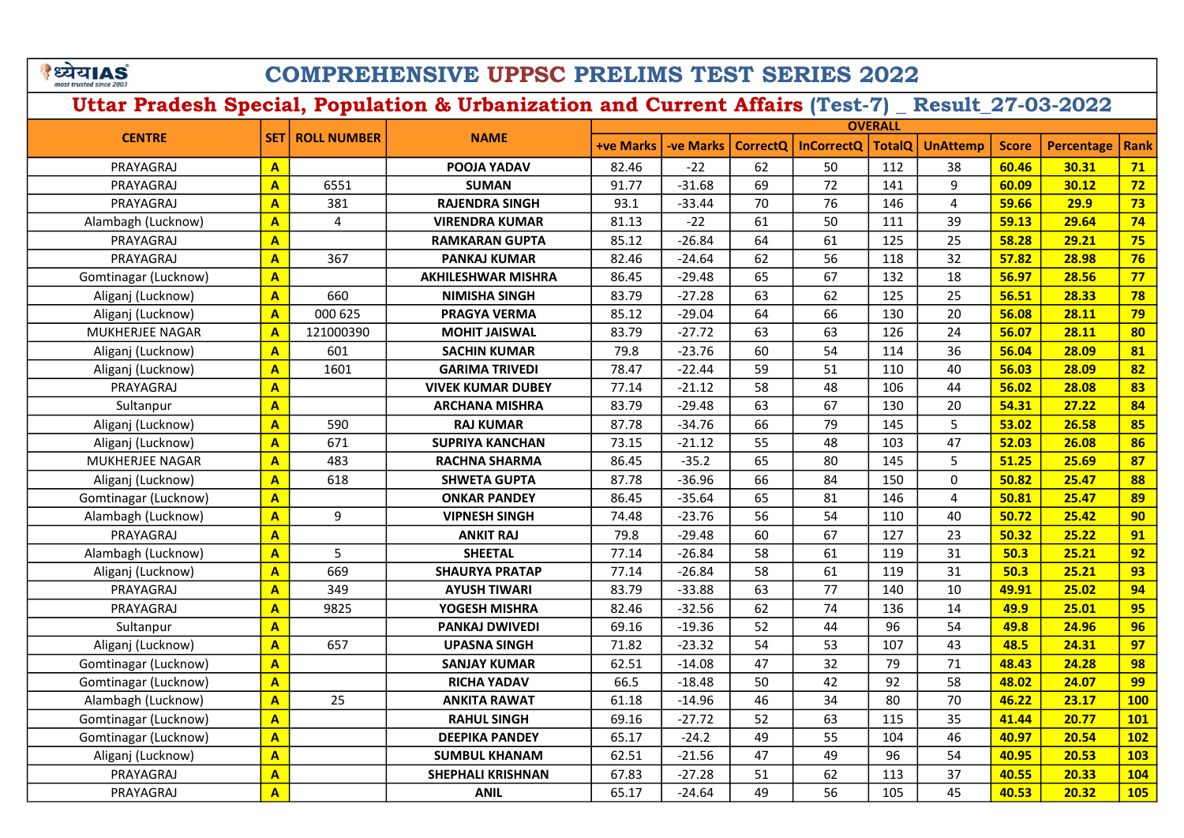# COMPREHENSIVE UPPSC PRELIMS TEST SERIES 2022

## Uttar Pradesh Special, Population & Urbanization and Current Affairs (Test-7) _ Result_27-03-2022

| CENTRE | SET | ROLL NUMBER | NAME | OVERALL | | | | | | | | |
|---|---|---|---|---|---|---|---|---|---|---|---|---|
| | | | | +ve Marks | -ve Marks | CorrectQ | InCorrectQ | TotalQ | UnAttemp | Score | Percentage | Rank |
| PRAYAGRAJ | A | | POOJA YADAV | 82.46 | -22 | 62 | 50 | 112 | 38 | 60.46 | 30.31 | 71 |
| PRAYAGRAJ | A | 6551 | SUMAN | 91.77 | -31.68 | 69 | 72 | 141 | 9 | 60.09 | 30.12 | 72 |
| PRAYAGRAJ | A | 381 | RAJENDRA SINGH | 93.1 | -33.44 | 70 | 76 | 146 | 4 | 59.66 | 29.9 | 73 |
| Alambagh (Lucknow) | A | 4 | VIRENDRA KUMAR | 81.13 | -22 | 61 | 50 | 111 | 39 | 59.13 | 29.64 | 74 |
| PRAYAGRAJ | A | | RAMKARAN GUPTA | 85.12 | -26.84 | 64 | 61 | 125 | 25 | 58.28 | 29.21 | 75 |
| PRAYAGRAJ | A | 367 | PANKAJ KUMAR | 82.46 | -24.64 | 62 | 56 | 118 | 32 | 57.82 | 28.98 | 76 |
| Gomtinagar (Lucknow) | A | | AKHILESHWAR MISHRA | 86.45 | -29.48 | 65 | 67 | 132 | 18 | 56.97 | 28.56 | 77 |
| Aliganj (Lucknow) | A | 660 | NIMISHA SINGH | 83.79 | -27.28 | 63 | 62 | 125 | 25 | 56.51 | 28.33 | 78 |
| Aliganj (Lucknow) | A | 000 625 | PRAGYA VERMA | 85.12 | -29.04 | 64 | 66 | 130 | 20 | 56.08 | 28.11 | 79 |
| MUKHERJEE NAGAR | A | 121000390 | MOHIT JAISWAL | 83.79 | -27.72 | 63 | 63 | 126 | 24 | 56.07 | 28.11 | 80 |
| Aliganj (Lucknow) | A | 601 | SACHIN KUMAR | 79.8 | -23.76 | 60 | 54 | 114 | 36 | 56.04 | 28.09 | 81 |
| Aliganj (Lucknow) | A | 1601 | GARIMA TRIVEDI | 78.47 | -22.44 | 59 | 51 | 110 | 40 | 56.03 | 28.09 | 82 |
| PRAYAGRAJ | A | | VIVEK KUMAR DUBEY | 77.14 | -21.12 | 58 | 48 | 106 | 44 | 56.02 | 28.08 | 83 |
| Sultanpur | A | | ARCHANA MISHRA | 83.79 | -29.48 | 63 | 67 | 130 | 20 | 54.31 | 27.22 | 84 |
| Aliganj (Lucknow) | A | 590 | RAJ KUMAR | 87.78 | -34.76 | 66 | 79 | 145 | 5 | 53.02 | 26.58 | 85 |
| Aliganj (Lucknow) | A | 671 | SUPRIYA KANCHAN | 73.15 | -21.12 | 55 | 48 | 103 | 47 | 52.03 | 26.08 | 86 |
| MUKHERJEE NAGAR | A | 483 | RACHNA SHARMA | 86.45 | -35.2 | 65 | 80 | 145 | 5 | 51.25 | 25.69 | 87 |
| Aliganj (Lucknow) | A | 618 | SHWETA GUPTA | 87.78 | -36.96 | 66 | 84 | 150 | 0 | 50.82 | 25.47 | 88 |
| Gomtinagar (Lucknow) | A | | ONKAR PANDEY | 86.45 | -35.64 | 65 | 81 | 146 | 4 | 50.81 | 25.47 | 89 |
| Alambagh (Lucknow) | A | 9 | VIPNESH SINGH | 74.48 | -23.76 | 56 | 54 | 110 | 40 | 50.72 | 25.42 | 90 |
| PRAYAGRAJ | A | | ANKIT RAJ | 79.8 | -29.48 | 60 | 67 | 127 | 23 | 50.32 | 25.22 | 91 |
| Alambagh (Lucknow) | A | 5 | SHEETAL | 77.14 | -26.84 | 58 | 61 | 119 | 31 | 50.3 | 25.21 | 92 |
| Aliganj (Lucknow) | A | 669 | SHAURYA PRATAP | 77.14 | -26.84 | 58 | 61 | 119 | 31 | 50.3 | 25.21 | 93 |
| PRAYAGRAJ | A | 349 | AYUSH TIWARI | 83.79 | -33.88 | 63 | 77 | 140 | 10 | 49.91 | 25.02 | 94 |
| PRAYAGRAJ | A | 9825 | YOGESH MISHRA | 82.46 | -32.56 | 62 | 74 | 136 | 14 | 49.9 | 25.01 | 95 |
| Sultanpur | A | | PANKAJ DWIVEDI | 69.16 | -19.36 | 52 | 44 | 96 | 54 | 49.8 | 24.96 | 96 |
| Aliganj (Lucknow) | A | 657 | UPASNA SINGH | 71.82 | -23.32 | 54 | 53 | 107 | 43 | 48.5 | 24.31 | 97 |
| Gomtinagar (Lucknow) | A | | SANJAY KUMAR | 62.51 | -14.08 | 47 | 32 | 79 | 71 | 48.43 | 24.28 | 98 |
| Gomtinagar (Lucknow) | A | | RICHA YADAV | 66.5 | -18.48 | 50 | 42 | 92 | 58 | 48.02 | 24.07 | 99 |
| Alambagh (Lucknow) | A | 25 | ANKITA RAWAT | 61.18 | -14.96 | 46 | 34 | 80 | 70 | 46.22 | 23.17 | 100 |
| Gomtinagar (Lucknow) | A | | RAHUL SINGH | 69.16 | -27.72 | 52 | 63 | 115 | 35 | 41.44 | 20.77 | 101 |
| Gomtinagar (Lucknow) | A | | DEEPIKA PANDEY | 65.17 | -24.2 | 49 | 55 | 104 | 46 | 40.97 | 20.54 | 102 |
| Aliganj (Lucknow) | A | | SUMBUL KHANAM | 62.51 | -21.56 | 47 | 49 | 96 | 54 | 40.95 | 20.53 | 103 |
| PRAYAGRAJ | A | | SHEPHALI KRISHNAN | 67.83 | -27.28 | 51 | 62 | 113 | 37 | 40.55 | 20.33 | 104 |
| PRAYAGRAJ | A | | ANIL | 65.17 | -24.64 | 49 | 56 | 105 | 45 | 40.53 | 20.32 | 105 |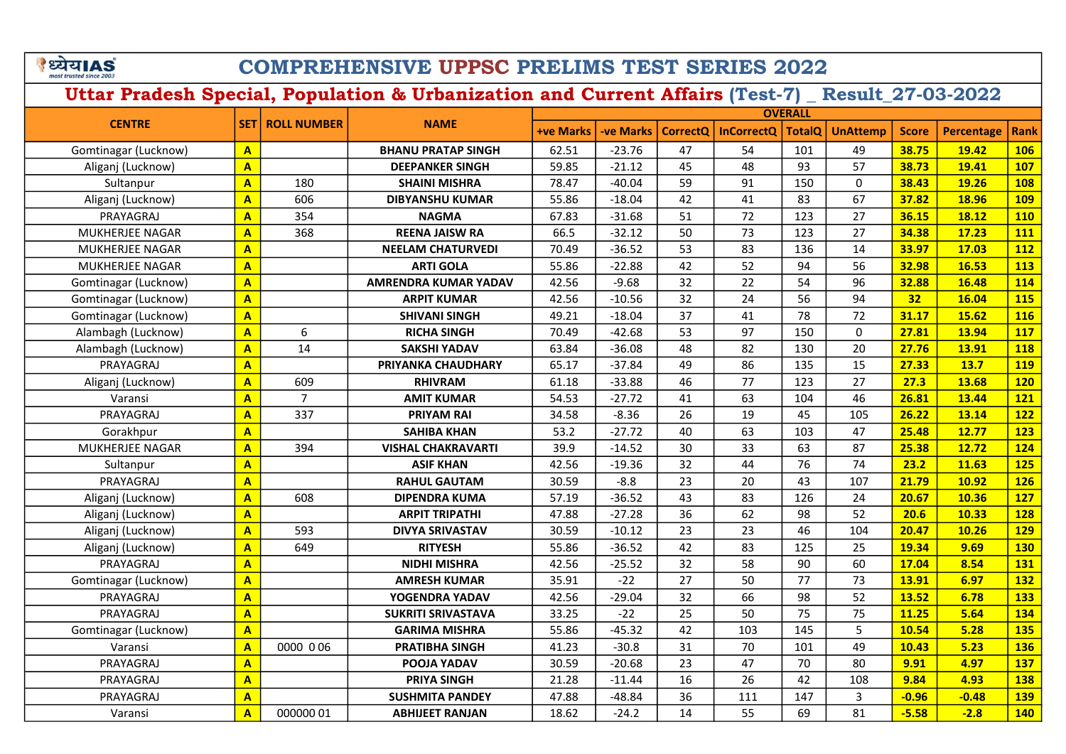# COMPREHENSIVE UPPSC PRELIMS TEST SERIES 2022

## Uttar Pradesh Special, Population & Urbanization and Current Affairs (Test-7) _ Result_27-03-2022

| CENTRE | SET | ROLL NUMBER | NAME | OVERALL | | | | | | | | |
|---|---|---|---|---|---|---|---|---|---|---|---|---|
| | | | | +ve Marks | -ve Marks | CorrectQ | InCorrectQ | TotalQ | UnAttemp | Score | Percentage | Rank |
| Gomtinagar (Lucknow) | A | | BHANU PRATAP SINGH | 62.51 | -23.76 | 47 | 54 | 101 | 49 | 38.75 | 19.42 | 106 |
| Aliganj (Lucknow) | A | | DEEPANKER SINGH | 59.85 | -21.12 | 45 | 48 | 93 | 57 | 38.73 | 19.41 | 107 |
| Sultanpur | A | 180 | SHAINI MISHRA | 78.47 | -40.04 | 59 | 91 | 150 | 0 | 38.43 | 19.26 | 108 |
| Aliganj (Lucknow) | A | 606 | DIBYANSHU KUMAR | 55.86 | -18.04 | 42 | 41 | 83 | 67 | 37.82 | 18.96 | 109 |
| PRAYAGRAJ | A | 354 | NAGMA | 67.83 | -31.68 | 51 | 72 | 123 | 27 | 36.15 | 18.12 | 110 |
| MUKHERJEE NAGAR | A | 368 | REENA JAISW RA | 66.5 | -32.12 | 50 | 73 | 123 | 27 | 34.38 | 17.23 | 111 |
| MUKHERJEE NAGAR | A | | NEELAM CHATURVEDI | 70.49 | -36.52 | 53 | 83 | 136 | 14 | 33.97 | 17.03 | 112 |
| MUKHERJEE NAGAR | A | | ARTI GOLA | 55.86 | -22.88 | 42 | 52 | 94 | 56 | 32.98 | 16.53 | 113 |
| Gomtinagar (Lucknow) | A | | AMRENDRA KUMAR YADAV | 42.56 | -9.68 | 32 | 22 | 54 | 96 | 32.88 | 16.48 | 114 |
| Gomtinagar (Lucknow) | A | | ARPIT KUMAR | 42.56 | -10.56 | 32 | 24 | 56 | 94 | 32 | 16.04 | 115 |
| Gomtinagar (Lucknow) | A | | SHIVANI SINGH | 49.21 | -18.04 | 37 | 41 | 78 | 72 | 31.17 | 15.62 | 116 |
| Alambagh (Lucknow) | A | 6 | RICHA SINGH | 70.49 | -42.68 | 53 | 97 | 150 | 0 | 27.81 | 13.94 | 117 |
| Alambagh (Lucknow) | A | 14 | SAKSHI YADAV | 63.84 | -36.08 | 48 | 82 | 130 | 20 | 27.76 | 13.91 | 118 |
| PRAYAGRAJ | A | | PRIYANKA CHAUDHARY | 65.17 | -37.84 | 49 | 86 | 135 | 15 | 27.33 | 13.7 | 119 |
| Aliganj (Lucknow) | A | 609 | RHIVRAM | 61.18 | -33.88 | 46 | 77 | 123 | 27 | 27.3 | 13.68 | 120 |
| Varansi | A | 7 | AMIT KUMAR | 54.53 | -27.72 | 41 | 63 | 104 | 46 | 26.81 | 13.44 | 121 |
| PRAYAGRAJ | A | 337 | PRIYAM RAI | 34.58 | -8.36 | 26 | 19 | 45 | 105 | 26.22 | 13.14 | 122 |
| Gorakhpur | A | | SAHIBA KHAN | 53.2 | -27.72 | 40 | 63 | 103 | 47 | 25.48 | 12.77 | 123 |
| MUKHERJEE NAGAR | A | 394 | VISHAL CHAKRAVARTI | 39.9 | -14.52 | 30 | 33 | 63 | 87 | 25.38 | 12.72 | 124 |
| Sultanpur | A | | ASIF KHAN | 42.56 | -19.36 | 32 | 44 | 76 | 74 | 23.2 | 11.63 | 125 |
| PRAYAGRAJ | A | | RAHUL GAUTAM | 30.59 | -8.8 | 23 | 20 | 43 | 107 | 21.79 | 10.92 | 126 |
| Aliganj (Lucknow) | A | 608 | DIPENDRA KUMA | 57.19 | -36.52 | 43 | 83 | 126 | 24 | 20.67 | 10.36 | 127 |
| Aliganj (Lucknow) | A | | ARPIT TRIPATHI | 47.88 | -27.28 | 36 | 62 | 98 | 52 | 20.6 | 10.33 | 128 |
| Aliganj (Lucknow) | A | 593 | DIVYA SRIVASTAV | 30.59 | -10.12 | 23 | 23 | 46 | 104 | 20.47 | 10.26 | 129 |
| Aliganj (Lucknow) | A | 649 | RITYESH | 55.86 | -36.52 | 42 | 83 | 125 | 25 | 19.34 | 9.69 | 130 |
| PRAYAGRAJ | A | | NIDHI MISHRA | 42.56 | -25.52 | 32 | 58 | 90 | 60 | 17.04 | 8.54 | 131 |
| Gomtinagar (Lucknow) | A | | AMRESH KUMAR | 35.91 | -22 | 27 | 50 | 77 | 73 | 13.91 | 6.97 | 132 |
| PRAYAGRAJ | A | | YOGENDRA YADAV | 42.56 | -29.04 | 32 | 66 | 98 | 52 | 13.52 | 6.78 | 133 |
| PRAYAGRAJ | A | | SUKRITI SRIVASTAVA | 33.25 | -22 | 25 | 50 | 75 | 75 | 11.25 | 5.64 | 134 |
| Gomtinagar (Lucknow) | A | | GARIMA MISHRA | 55.86 | -45.32 | 42 | 103 | 145 | 5 | 10.54 | 5.28 | 135 |
| Varansi | A | 0000 0 06 | PRATIBHA SINGH | 41.23 | -30.8 | 31 | 70 | 101 | 49 | 10.43 | 5.23 | 136 |
| PRAYAGRAJ | A | | POOJA YADAV | 30.59 | -20.68 | 23 | 47 | 70 | 80 | 9.91 | 4.97 | 137 |
| PRAYAGRAJ | A | | PRIYA SINGH | 21.28 | -11.44 | 16 | 26 | 42 | 108 | 9.84 | 4.93 | 138 |
| PRAYAGRAJ | A | | SUSHMITA PANDEY | 47.88 | -48.84 | 36 | 111 | 147 | 3 | -0.96 | -0.48 | 139 |
| Varansi | A | 000000 01 | ABHIJEET RANJAN | 18.62 | -24.2 | 14 | 55 | 69 | 81 | -5.58 | -2.8 | 140 |